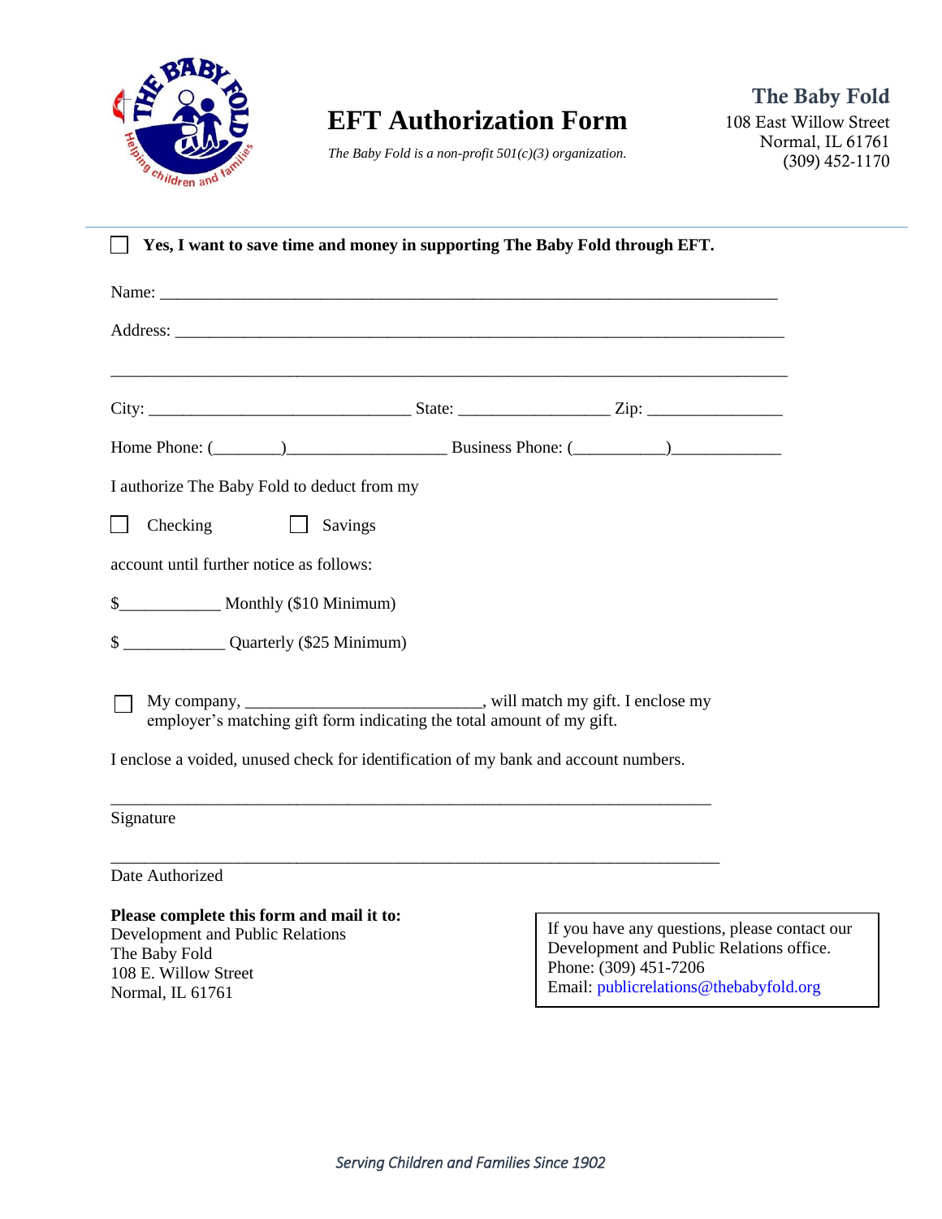# EFT Authorization Form

*The Baby Fold is a non-profit 501(c)(3) organization.*

**The Baby Fold**
108 East Willow Street
Normal, IL 61761
(309) 452-1170

---

☐ **Yes, I want to save time and money in supporting The Baby Fold through EFT.**

Name: ______________________________________________________________________________

Address: ____________________________________________________________________________

______________________________________________________________________________________

City: ________________________________ State: ___________________ Zip: _________________

Home Phone: (________)___________________ Business Phone: (___________)_____________

I authorize The Baby Fold to deduct from my

☐ Checking ☐ Savings

account until further notice as follows:

$____________ Monthly ($10 Minimum)

$ ____________ Quarterly ($25 Minimum)

☐ My company, ____________________________, will match my gift. I enclose my employer's matching gift form indicating the total amount of my gift.

I enclose a voided, unused check for identification of my bank and account numbers.

___________________________________________________________________________

Signature

___________________________________________________________________________

Date Authorized

**Please complete this form and mail it to:**
Development and Public Relations
The Baby Fold
108 E. Willow Street
Normal, IL 61761

If you have any questions, please contact our Development and Public Relations office.
Phone: (309) 451-7206
Email: publicrelations@thebabyfold.org

*Serving Children and Families Since 1902*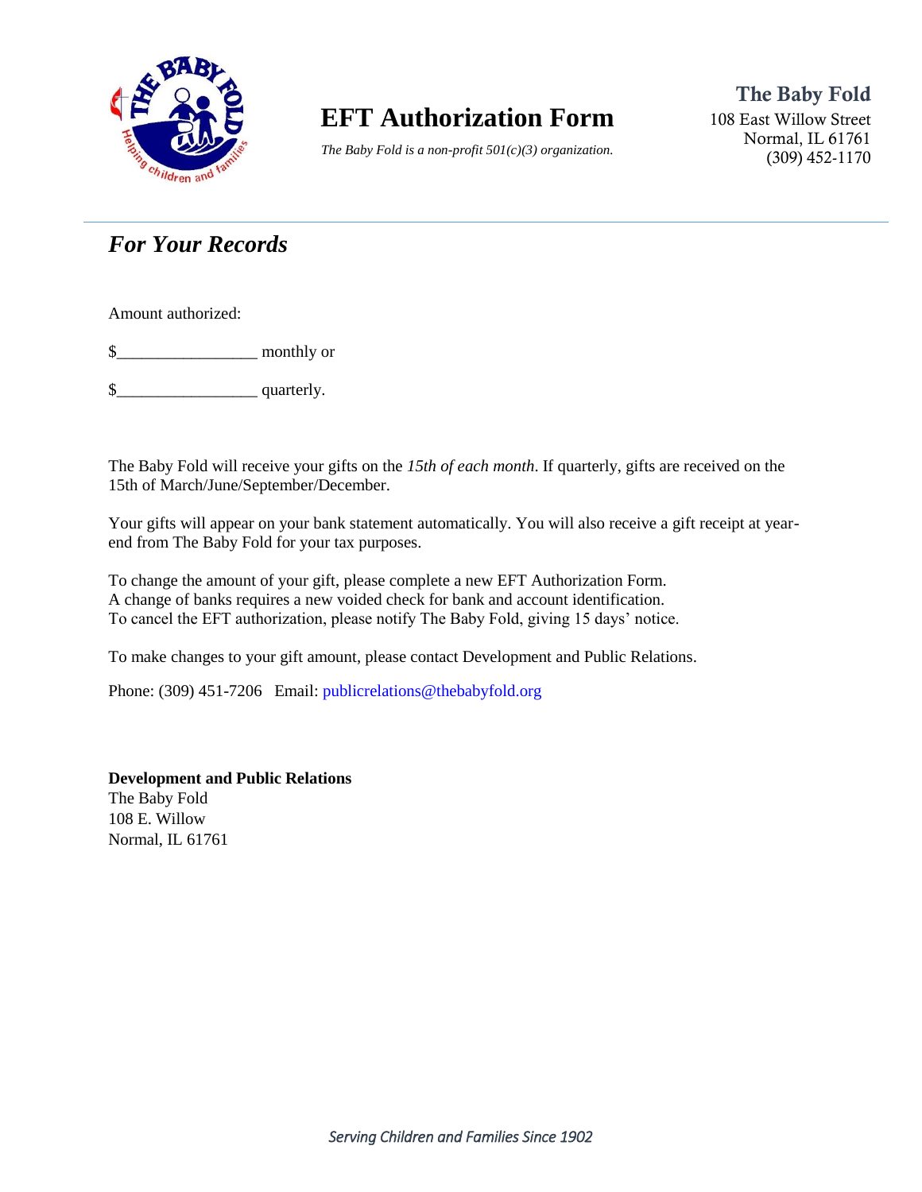# EFT Authorization Form

*The Baby Fold is a non-profit 501(c)(3) organization.*

**The Baby Fold**
108 East Willow Street
Normal, IL 61761
(309) 452-1170

---

## *For Your Records*

Amount authorized:

$_________________ monthly or

$_________________ quarterly.

The Baby Fold will receive your gifts on the *15th of each month*. If quarterly, gifts are received on the 15th of March/June/September/December.

Your gifts will appear on your bank statement automatically. You will also receive a gift receipt at year-end from The Baby Fold for your tax purposes.

To change the amount of your gift, please complete a new EFT Authorization Form.
A change of banks requires a new voided check for bank and account identification.
To cancel the EFT authorization, please notify The Baby Fold, giving 15 days' notice.

To make changes to your gift amount, please contact Development and Public Relations.

Phone: (309) 451-7206 Email: publicrelations@thebabyfold.org

**Development and Public Relations**
The Baby Fold
108 E. Willow
Normal, IL 61761

*Serving Children and Families Since 1902*